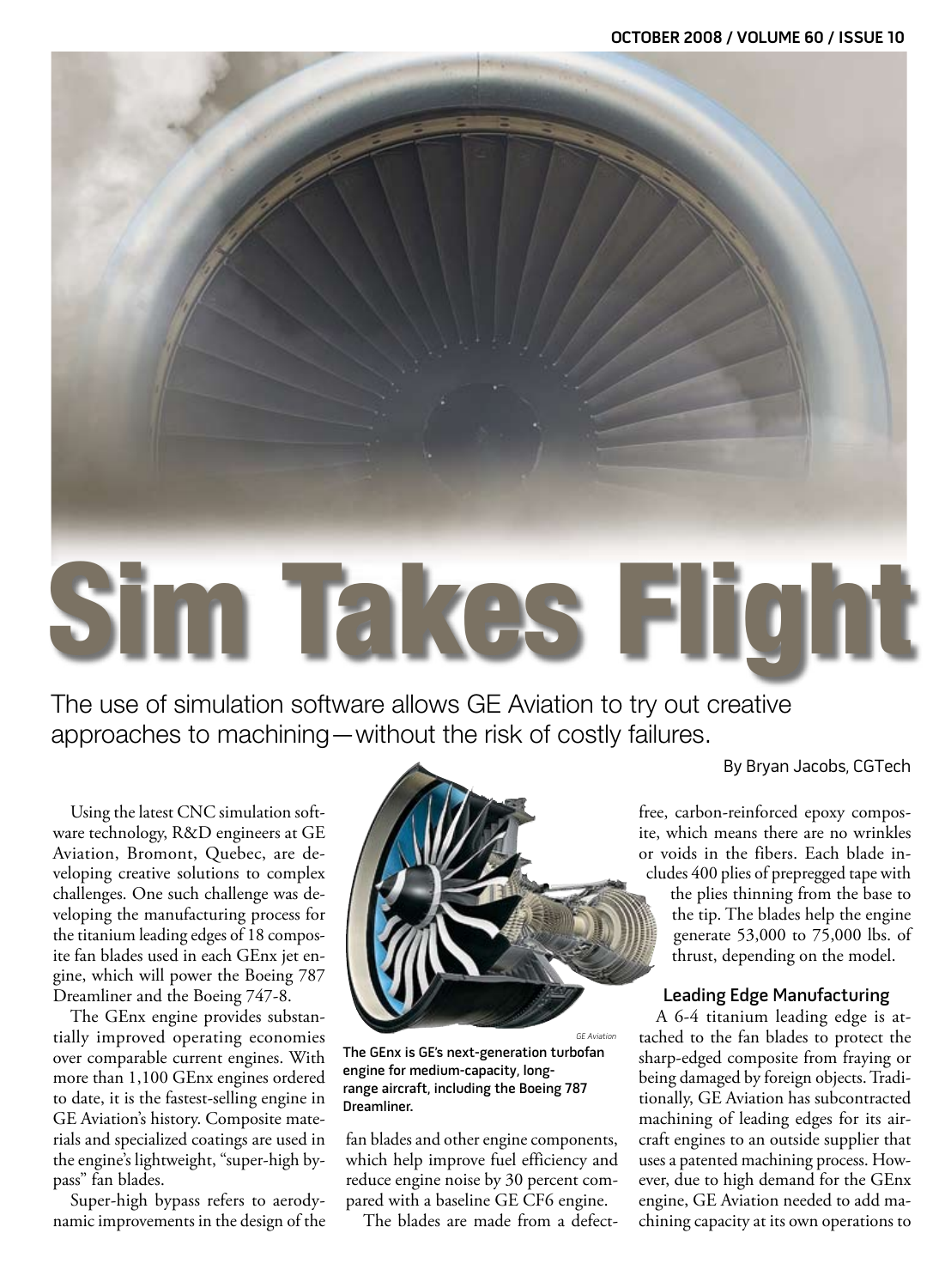# Sim Takes Flight

The use of simulation software allows GE Aviation to try out creative approaches to machining—without the risk of costly failures.

By Bryan Jacobs, CGTech

Using the latest CNC simulation software technology, R&D engineers at GE Aviation, Bromont, Quebec, are developing creative solutions to complex challenges. One such challenge was developing the manufacturing process for the titanium leading edges of 18 composite fan blades used in each GEnx jet engine, which will power the Boeing 787 Dreamliner and the Boeing 747-8.

The GEnx engine provides substantially improved operating economies over comparable current engines. With more than 1,100 GEnx engines ordered to date, it is the fastest-selling engine in GE Aviation's history. Composite materials and specialized coatings are used in the engine's lightweight, "super-high bypass" fan blades.

Super-high bypass refers to aerodynamic improvements in the design of the fan blades and other engine components, which help improve fuel efficiency and reduce engine noise by 30 percent compared with a baseline GE CF6 engine.

GE Aviation

The GEnx is GE's next-generation turbofan engine for medium-capacity, long-range aircraft, including the Boeing 787 Dreamliner.

The blades are made from a defect-free, carbon-reinforced epoxy composite, which means there are no wrinkles or voids in the fibers. Each blade includes 400 plies of prepregged tape with the plies thinning from the base to the tip. The blades help the engine generate 53,000 to 75,000 lbs. of thrust, depending on the model.

## Leading Edge Manufacturing

A 6-4 titanium leading edge is attached to the fan blades to protect the sharp-edged composite from fraying or being damaged by foreign objects. Traditionally, GE Aviation has subcontracted machining of leading edges for its aircraft engines to an outside supplier that uses a patented machining process. However, due to high demand for the GEnx engine, GE Aviation needed to add machining capacity at its own operations to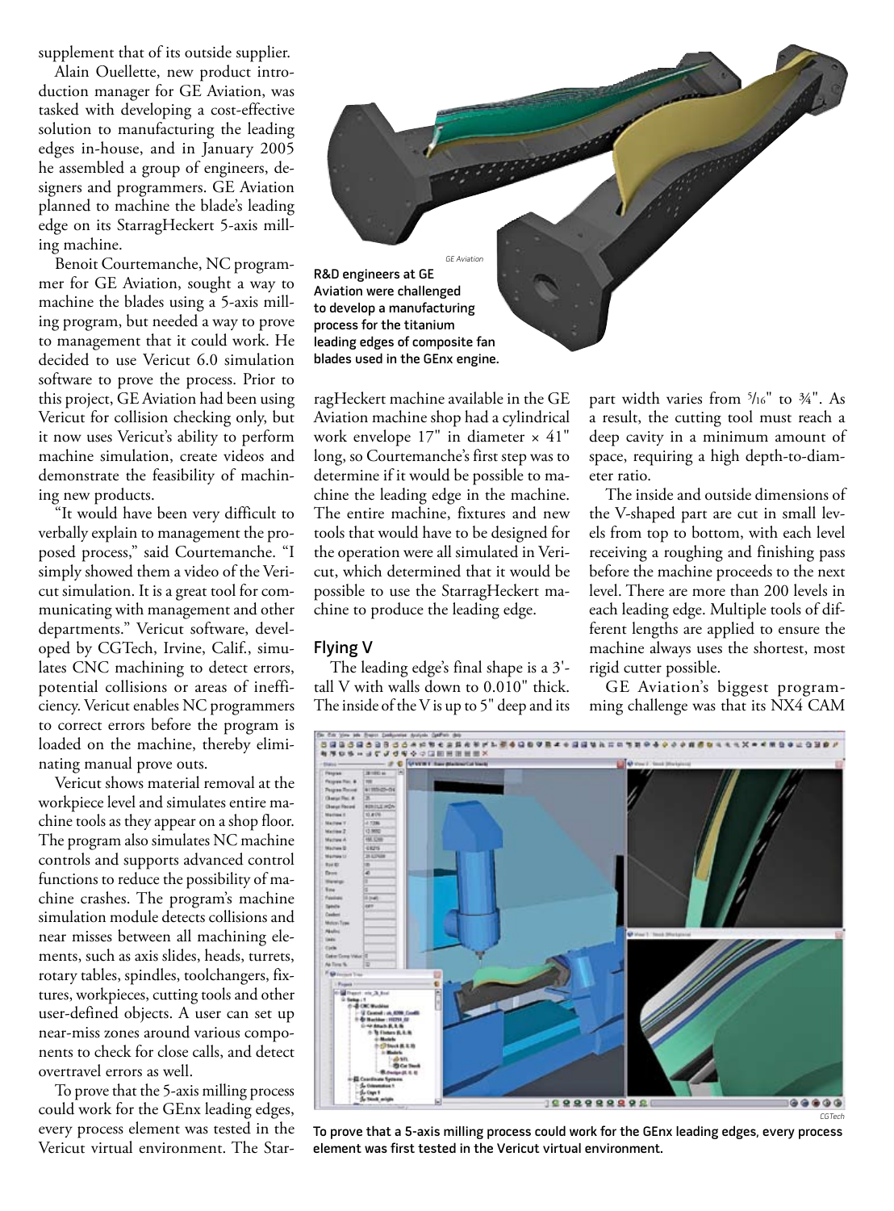supplement that of its outside supplier.

Alain Ouellette, new product introduction manager for GE Aviation, was tasked with developing a cost-effective solution to manufacturing the leading edges in-house, and in January 2005 he assembled a group of engineers, designers and programmers. GE Aviation planned to machine the blade's leading edge on its StarragHeckert 5-axis milling machine.

Benoit Courtemanche, NC programmer for GE Aviation, sought a way to machine the blades using a 5-axis milling program, but needed a way to prove to management that it could work. He decided to use Vericut 6.0 simulation software to prove the process. Prior to this project, GE Aviation had been using Vericut for collision checking only, but it now uses Vericut's ability to perform machine simulation, create videos and demonstrate the feasibility of machining new products.

"It would have been very difficult to verbally explain to management the proposed process," said Courtemanche. "I simply showed them a video of the Vericut simulation. It is a great tool for communicating with management and other departments." Vericut software, developed by CGTech, Irvine, Calif., simulates CNC machining to detect errors, potential collisions or areas of inefficiency. Vericut enables NC programmers to correct errors before the program is loaded on the machine, thereby eliminating manual prove outs.

Vericut shows material removal at the workpiece level and simulates entire machine tools as they appear on a shop floor. The program also simulates NC machine controls and supports advanced control functions to reduce the possibility of machine crashes. The program's machine simulation module detects collisions and near misses between all machining elements, such as axis slides, heads, turrets, rotary tables, spindles, toolchangers, fixtures, workpieces, cutting tools and other user-defined objects. A user can set up near-miss zones around various components to check for close calls, and detect overtravel errors as well.

To prove that the 5-axis milling process could work for the GEnx leading edges, every process element was tested in the Vericut virtual environment. The StarragHeckert machine available in the GE Aviation machine shop had a cylindrical work envelope 17" in diameter × 41" long, so Courtemanche's first step was to determine if it would be possible to machine the leading edge in the machine. The entire machine, fixtures and new tools that would have to be designed for the operation were all simulated in Vericut, which determined that it would be possible to use the StarragHeckert machine to produce the leading edge.

*GE Aviation*

**R&D engineers at GE Aviation were challenged to develop a manufacturing process for the titanium leading edges of composite fan blades used in the GEnx engine.**

## Flying V

The leading edge's final shape is a 3'-tall V with walls down to 0.010" thick. The inside of the V is up to 5" deep and its part width varies from 5/16" to ¾". As a result, the cutting tool must reach a deep cavity in a minimum amount of space, requiring a high depth-to-diameter ratio.

The inside and outside dimensions of the V-shaped part are cut in small levels from top to bottom, with each level receiving a roughing and finishing pass before the machine proceeds to the next level. There are more than 200 levels in each leading edge. Multiple tools of different lengths are applied to ensure the machine always uses the shortest, most rigid cutter possible.

GE Aviation's biggest programming challenge was that its NX4 CAM

*CGTech*

**To prove that a 5-axis milling process could work for the GEnx leading edges, every process element was first tested in the Vericut virtual environment.**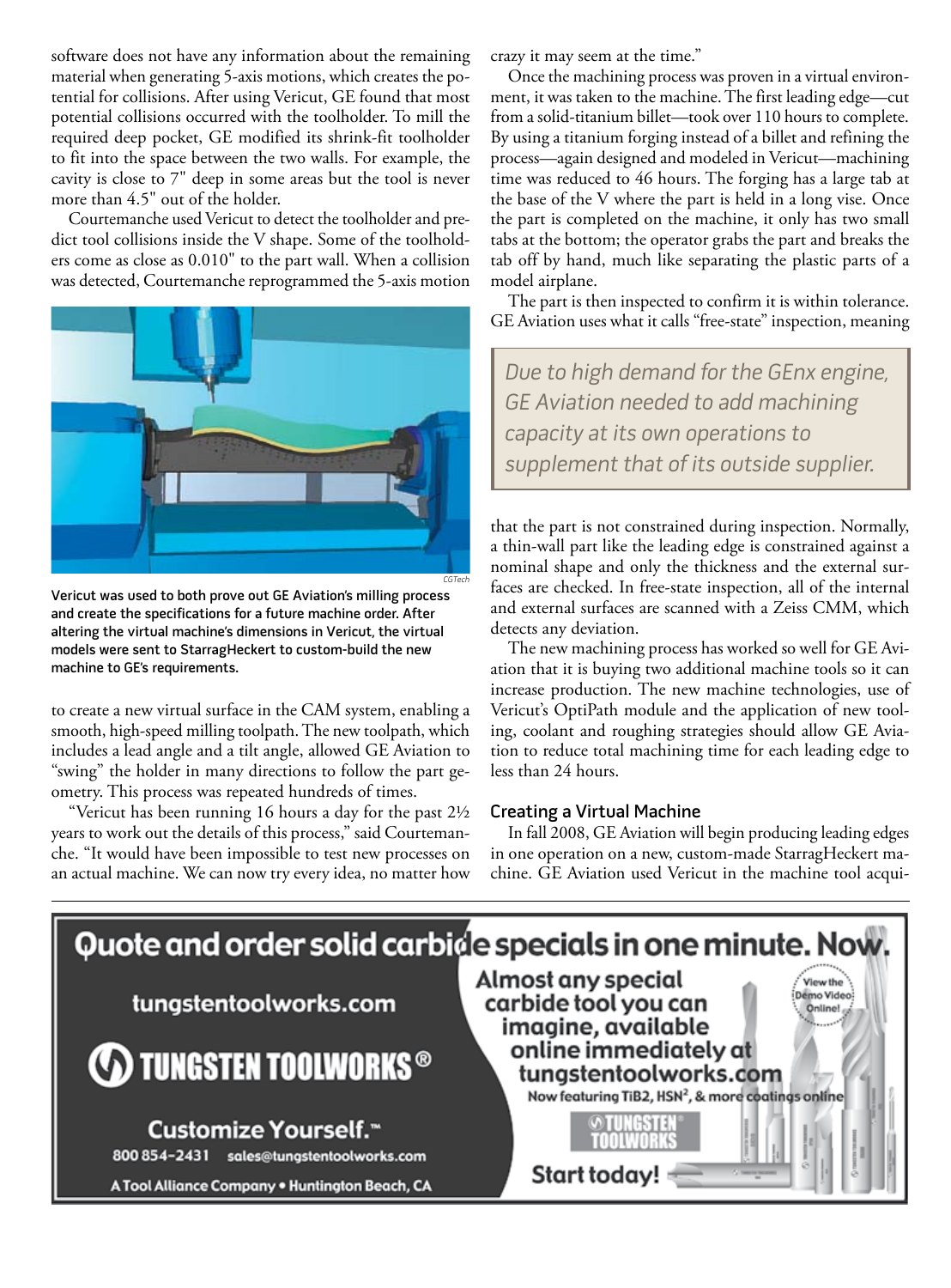software does not have any information about the remaining material when generating 5-axis motions, which creates the potential for collisions. After using Vericut, GE found that most potential collisions occurred with the toolholder. To mill the required deep pocket, GE modified its shrink-fit toolholder to fit into the space between the two walls. For example, the cavity is close to 7" deep in some areas but the tool is never more than 4.5" out of the holder.

Courtemanche used Vericut to detect the toolholder and predict tool collisions inside the V shape. Some of the toolholders come as close as 0.010" to the part wall. When a collision was detected, Courtemanche reprogrammed the 5-axis motion to create a new virtual surface in the CAM system, enabling a smooth, high-speed milling toolpath. The new toolpath, which includes a lead angle and a tilt angle, allowed GE Aviation to "swing" the holder in many directions to follow the part geometry. This process was repeated hundreds of times.

CGTech

**Vericut was used to both prove out GE Aviation's milling process and create the specifications for a future machine order. After altering the virtual machine's dimensions in Vericut, the virtual models were sent to StarragHeckert to custom-build the new machine to GE's requirements.**

"Vericut has been running 16 hours a day for the past 2½ years to work out the details of this process," said Courtemanche. "It would have been impossible to test new processes on an actual machine. We can now try every idea, no matter how crazy it may seem at the time."

Once the machining process was proven in a virtual environment, it was taken to the machine. The first leading edge—cut from a solid-titanium billet—took over 110 hours to complete. By using a titanium forging instead of a billet and refining the process—again designed and modeled in Vericut—machining time was reduced to 46 hours. The forging has a large tab at the base of the V where the part is held in a long vise. Once the part is completed on the machine, it only has two small tabs at the bottom; the operator grabs the part and breaks the tab off by hand, much like separating the plastic parts of a model airplane.

The part is then inspected to confirm it is within tolerance. GE Aviation uses what it calls "free-state" inspection, meaning that the part is not constrained during inspection. Normally, a thin-wall part like the leading edge is constrained against a nominal shape and only the thickness and the external surfaces are checked. In free-state inspection, all of the internal and external surfaces are scanned with a Zeiss CMM, which detects any deviation.

> *Due to high demand for the GEnx engine, GE Aviation needed to add machining capacity at its own operations to supplement that of its outside supplier.*

The new machining process has worked so well for GE Aviation that it is buying two additional machine tools so it can increase production. The new machine technologies, use of Vericut's OptiPath module and the application of new tooling, coolant and roughing strategies should allow GE Aviation to reduce total machining time for each leading edge to less than 24 hours.

### Creating a Virtual Machine

In fall 2008, GE Aviation will begin producing leading edges in one operation on a new, custom-made StarragHeckert machine. GE Aviation used Vericut in the machine tool acqui-

**Quote and order solid carbide specials in one minute. Now.**

tungstentoolworks.com

TUNGSTEN TOOLWORKS®

Customize Yourself.™

800 854-2431 sales@tungstentoolworks.com

A Tool Alliance Company • Huntington Beach, CA

Almost any special carbide tool you can imagine, available online immediately at tungstentoolworks.com

Now featuring TiB2, HSN², & more coatings online

View the Demo Video Online!

Start today!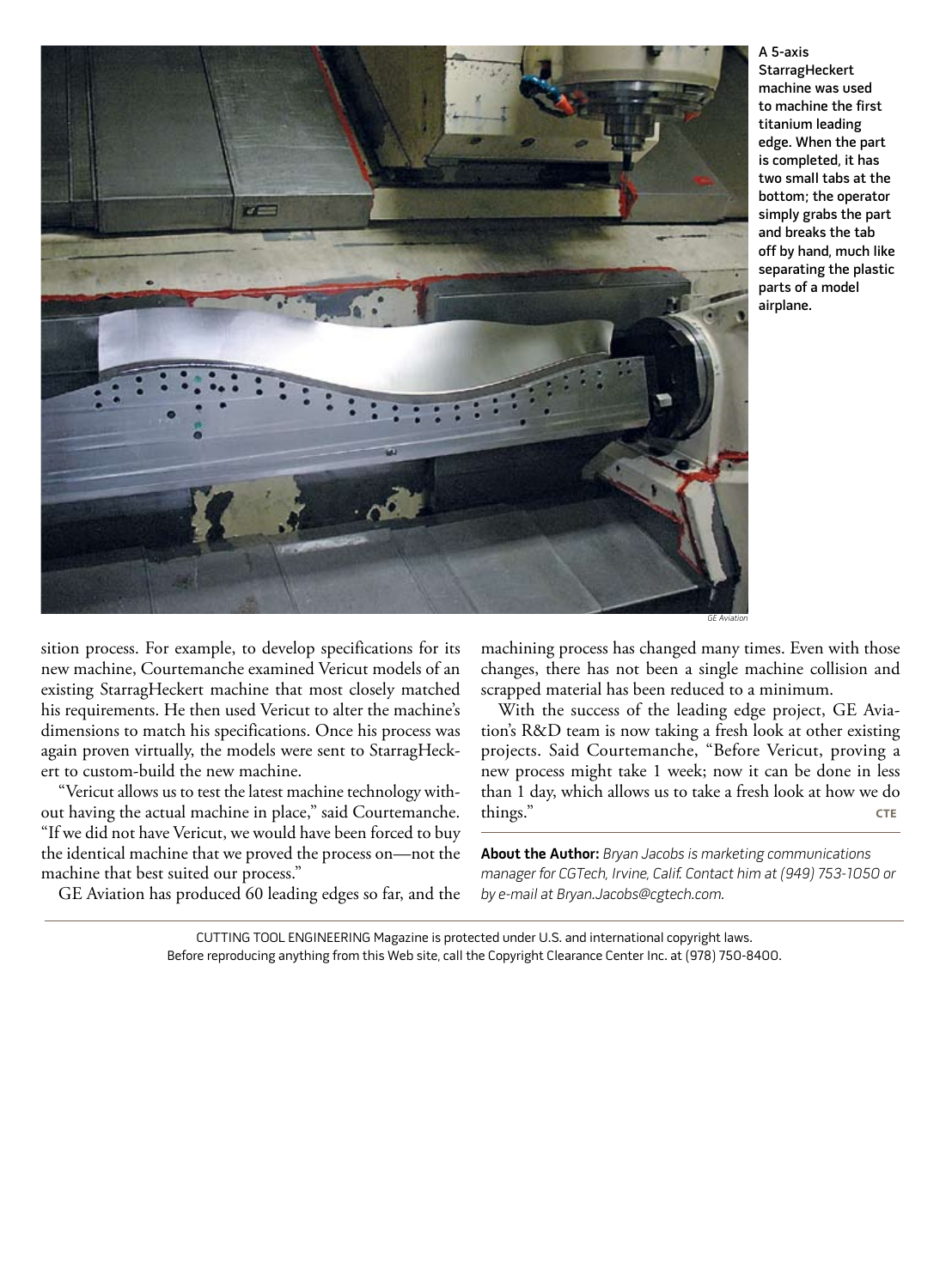A 5-axis StarragHeckert machine was used to machine the first titanium leading edge. When the part is completed, it has two small tabs at the bottom; the operator simply grabs the part and breaks the tab off by hand, much like separating the plastic parts of a model airplane.

*GE Aviation*

sition process. For example, to develop specifications for its new machine, Courtemanche examined Vericut models of an existing StarragHeckert machine that most closely matched his requirements. He then used Vericut to alter the machine's dimensions to match his specifications. Once his process was again proven virtually, the models were sent to StarragHeckert to custom-build the new machine.

"Vericut allows us to test the latest machine technology without having the actual machine in place," said Courtemanche. "If we did not have Vericut, we would have been forced to buy the identical machine that we proved the process on—not the machine that best suited our process."

GE Aviation has produced 60 leading edges so far, and the machining process has changed many times. Even with those changes, there has not been a single machine collision and scrapped material has been reduced to a minimum.

With the success of the leading edge project, GE Aviation's R&D team is now taking a fresh look at other existing projects. Said Courtemanche, "Before Vericut, proving a new process might take 1 week; now it can be done in less than 1 day, which allows us to take a fresh look at how we do things." **CTE**

**About the Author:** *Bryan Jacobs is marketing communications manager for CGTech, Irvine, Calif. Contact him at (949) 753-1050 or by e-mail at Bryan.Jacobs@cgtech.com.*

CUTTING TOOL ENGINEERING Magazine is protected under U.S. and international copyright laws. Before reproducing anything from this Web site, call the Copyright Clearance Center Inc. at (978) 750-8400.